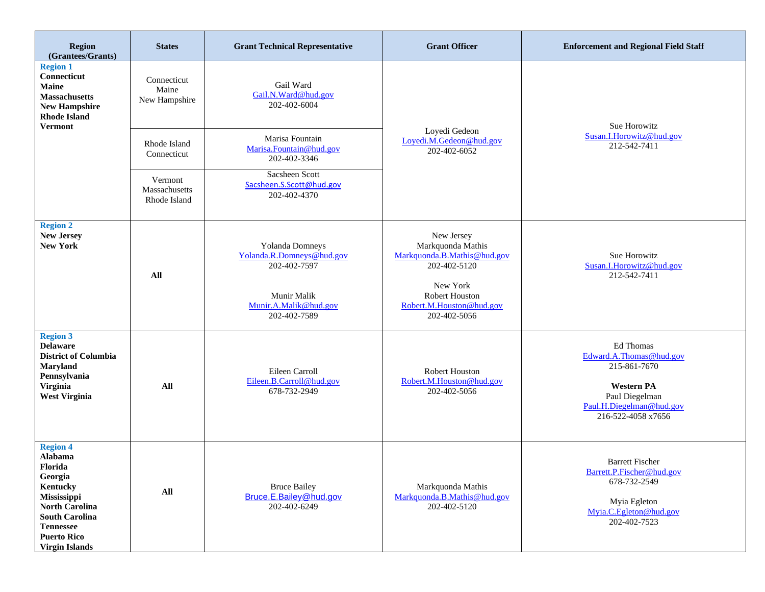| Region (Grantees/Grants) | States | Grant Technical Representative | Grant Officer | Enforcement and Regional Field Staff |
| --- | --- | --- | --- | --- |
| **Region 1** **Connecticut** **Maine** **Massachusetts** **New Hampshire** **Rhode Island** **Vermont** | Connecticut Maine New Hampshire | Gail Ward Gail.N.Ward@hud.gov 202-402-6004 | Loyedi Gedeon Loyedi.M.Gedeon@hud.gov 202-402-6052 | Sue Horowitz Susan.I.Horowitz@hud.gov 212-542-7411 |
| | Rhode Island Connecticut | Marisa Fountain Marisa.Fountain@hud.gov 202-402-3346 | | |
| | Vermont Massachusetts Rhode Island | Sacsheen Scott Sacsheen.S.Scott@hud.gov 202-402-4370 | | |
| **Region 2** **New Jersey** **New York** | **All** | Yolanda Domneys Yolanda.R.Domneys@hud.gov 202-402-7597<br><br>Munir Malik Munir.A.Malik@hud.gov 202-402-7589 | New Jersey Markquonda Mathis Markquonda.B.Mathis@hud.gov 202-402-5120<br><br>New York Robert Houston Robert.M.Houston@hud.gov 202-402-5056 | Sue Horowitz Susan.I.Horowitz@hud.gov 212-542-7411 |
| **Region 3** **Delaware** **District of Columbia** **Maryland** **Pennsylvania** **Virginia** **West Virginia** | **All** | Eileen Carroll Eileen.B.Carroll@hud.gov 678-732-2949 | Robert Houston Robert.M.Houston@hud.gov 202-402-5056 | Ed Thomas Edward.A.Thomas@hud.gov 215-861-7670<br><br>**Western PA** Paul Diegelman Paul.H.Diegelman@hud.gov 216-522-4058 x7656 |
| **Region 4** **Alabama** **Florida** **Georgia** **Kentucky** **Mississippi** **North Carolina** **South Carolina** **Tennessee** **Puerto Rico** **Virgin Islands** | **All** | Bruce Bailey Bruce.E.Bailey@hud.gov 202-402-6249 | Markquonda Mathis Markquonda.B.Mathis@hud.gov 202-402-5120 | Barrett Fischer Barrett.P.Fischer@hud.gov 678-732-2549<br><br>Myia Egleton Myia.C.Egleton@hud.gov 202-402-7523 |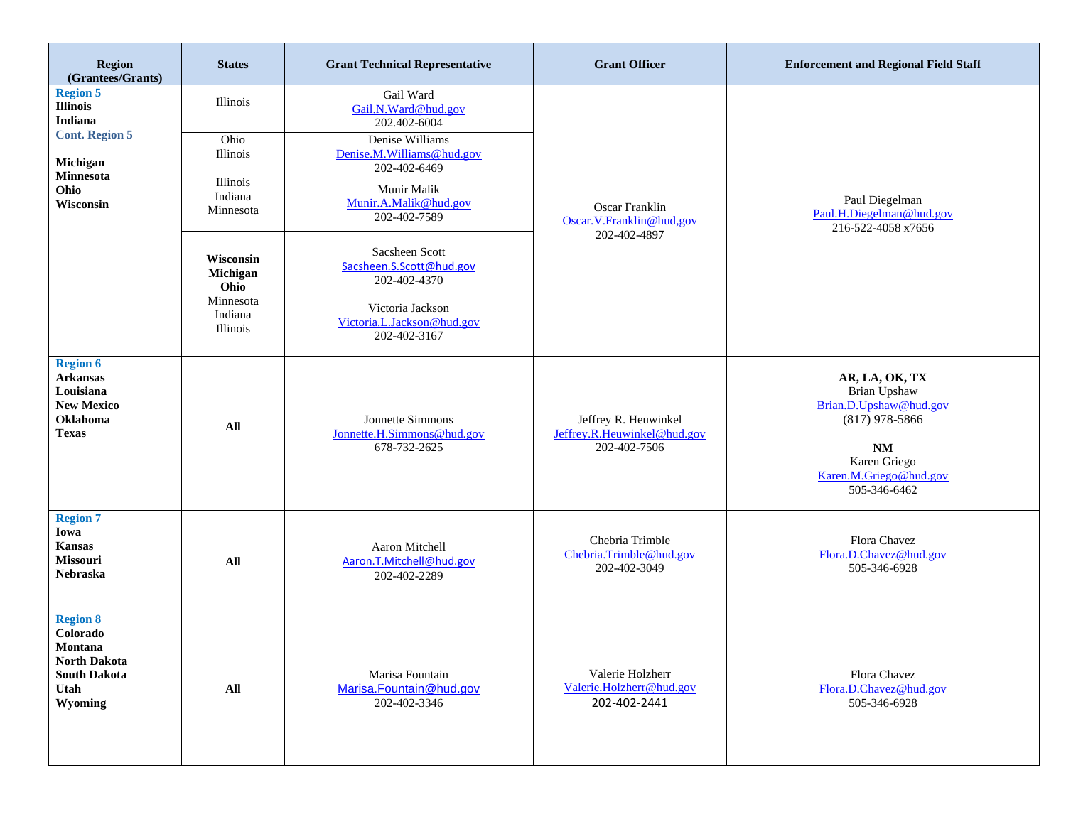| Region (Grantees/Grants) | States | Grant Technical Representative | Grant Officer | Enforcement and Regional Field Staff |
|---|---|---|---|---|
| **Region 5** **Illinois** **Indiana** **Cont. Region 5** **Michigan** **Minnesota** **Ohio** **Wisconsin** | Illinois | Gail Ward Gail.N.Ward@hud.gov 202.402-6004 | Oscar Franklin Oscar.V.Franklin@hud,gov 202-402-4897 | Paul Diegelman Paul.H.Diegelman@hud.gov 216-522-4058 x7656 |
| | Ohio Illinois | Denise Williams Denise.M.Williams@hud.gov 202-402-6469 | | |
| | Illinois Indiana Minnesota | Munir Malik Munir.A.Malik@hud.gov 202-402-7589 | | |
| | **Wisconsin** **Michigan** **Ohio** Minnesota Indiana Illinois | Sacsheen Scott Sacsheen.S.Scott@hud.gov 202-402-4370 Victoria Jackson Victoria.L.Jackson@hud.gov 202-402-3167 | | |
| **Region 6** **Arkansas** **Louisiana** **New Mexico** **Oklahoma** **Texas** | **All** | Jonnette Simmons Jonnette.H.Simmons@hud.gov 678-732-2625 | Jeffrey R. Heuwinkel Jeffrey.R.Heuwinkel@hud.gov 202-402-7506 | **AR, LA, OK, TX** Brian Upshaw Brian.D.Upshaw@hud.gov (817) 978-5866 **NM** Karen Griego Karen.M.Griego@hud.gov 505-346-6462 |
| **Region 7** **Iowa** **Kansas** **Missouri** **Nebraska** | **All** | Aaron Mitchell Aaron.T.Mitchell@hud.gov 202-402-2289 | Chebria Trimble Chebria.Trimble@hud.gov 202-402-3049 | Flora Chavez Flora.D.Chavez@hud.gov 505-346-6928 |
| **Region 8** **Colorado** **Montana** **North Dakota** **South Dakota** **Utah** **Wyoming** | **All** | Marisa Fountain Marisa.Fountain@hud.gov 202-402-3346 | Valerie Holzherr Valerie.Holzherr@hud.gov 202-402-2441 | Flora Chavez Flora.D.Chavez@hud.gov 505-346-6928 |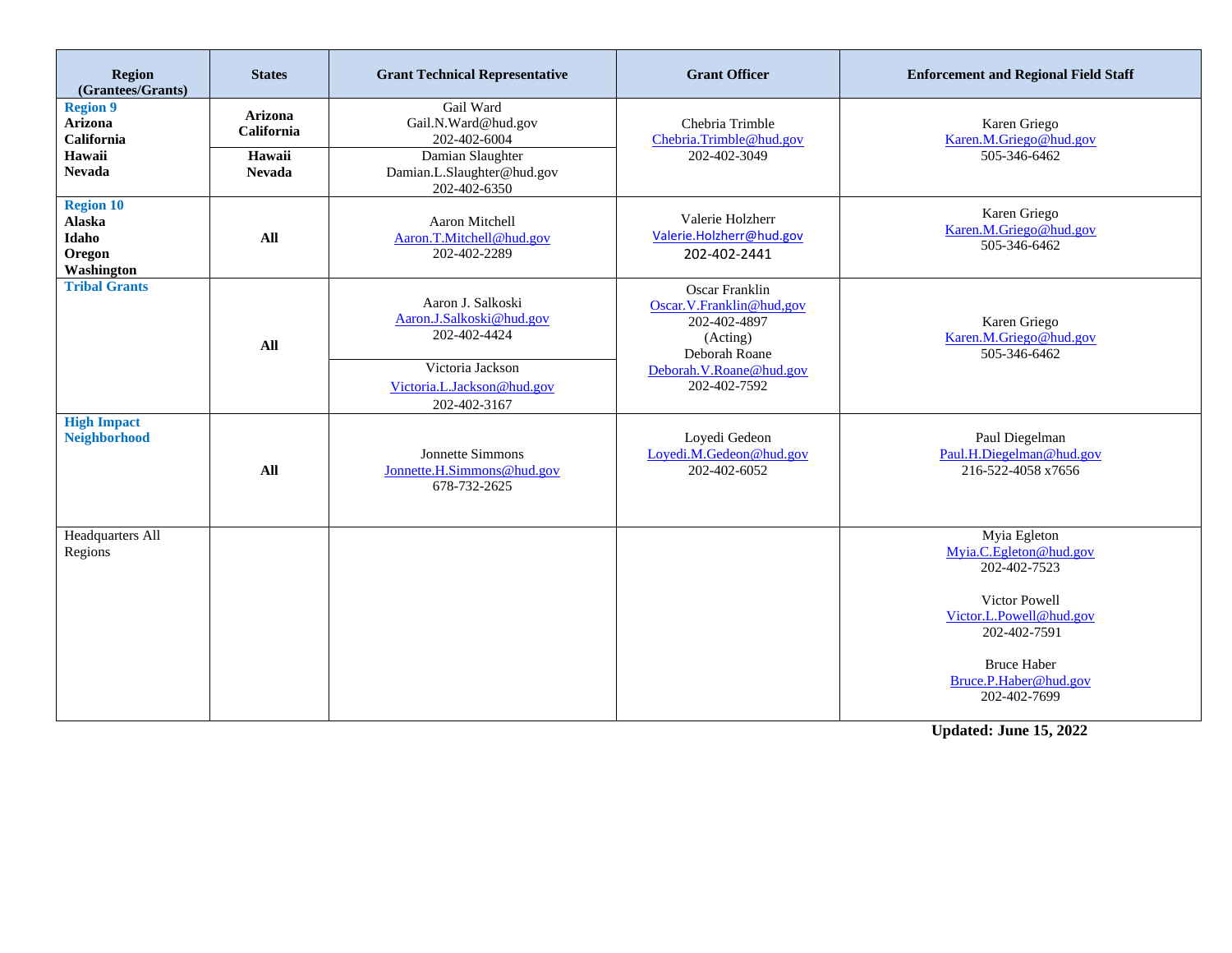| Region (Grantees/Grants) | States | Grant Technical Representative | Grant Officer | Enforcement and Regional Field Staff |
|---|---|---|---|---|
| **Region 9** **Arizona** **California** | **Arizona** **California** | Gail Ward Gail.N.Ward@hud.gov 202-402-6004 | Chebria Trimble Chebria.Trimble@hud.gov 202-402-3049 | Karen Griego Karen.M.Griego@hud.gov 505-346-6462 |
| **Hawaii** **Nevada** | **Hawaii** **Nevada** | Damian Slaughter Damian.L.Slaughter@hud.gov 202-402-6350 | | |
| **Region 10** **Alaska** **Idaho** **Oregon** **Washington** | **All** | Aaron Mitchell Aaron.T.Mitchell@hud.gov 202-402-2289 | Valerie Holzherr Valerie.Holzherr@hud.gov 202-402-2441 | Karen Griego Karen.M.Griego@hud.gov 505-346-6462 |
| **Tribal Grants** | **All** | Aaron J. Salkoski Aaron.J.Salkoski@hud.gov 202-402-4424 | Oscar Franklin Oscar.V.Franklin@hud,gov 202-402-4897 (Acting) Deborah Roane Deborah.V.Roane@hud.gov 202-402-7592 | Karen Griego Karen.M.Griego@hud.gov 505-346-6462 |
| | | Victoria Jackson Victoria.L.Jackson@hud.gov 202-402-3167 | | |
| **High Impact Neighborhood** | **All** | Jonnette Simmons Jonnette.H.Simmons@hud.gov 678-732-2625 | Loyedi Gedeon Loyedi.M.Gedeon@hud.gov 202-402-6052 | Paul Diegelman Paul.H.Diegelman@hud.gov 216-522-4058 x7656 |
| Headquarters All Regions | | | | Myia Egleton Myia.C.Egleton@hud.gov 202-402-7523 Victor Powell Victor.L.Powell@hud.gov 202-402-7591 Bruce Haber Bruce.P.Haber@hud.gov 202-402-7699 |

**Updated: June 15, 2022**